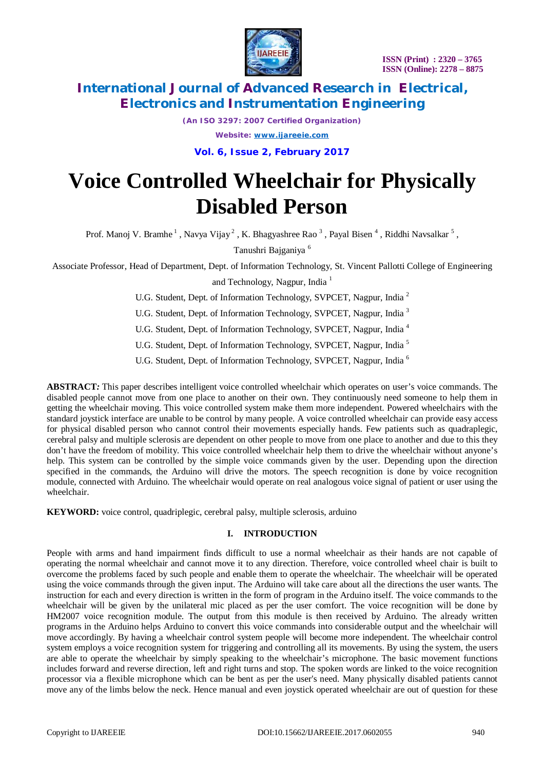# Voice Controlled Wheelchair for Physically Disabled Person

Prof. Manoj V. Bramhe [1] , Navya Vijay [2] , K. Bhagyashree Rao [3] , Payal Bisen [4] , Riddhi Navsalkar [5] , Tanushri Bajganiya [6]

Associate Professor, Head of Department, Dept. of Information Technology, St. Vincent Pallotti College of Engineering and Technology, Nagpur, India [1]

U.G. Student, Dept. of Information Technology, SVPCET, Nagpur, India [2]

U.G. Student, Dept. of Information Technology, SVPCET, Nagpur, India [3]

U.G. Student, Dept. of Information Technology, SVPCET, Nagpur, India [4]

U.G. Student, Dept. of Information Technology, SVPCET, Nagpur, India [5]

U.G. Student, Dept. of Information Technology, SVPCET, Nagpur, India [6]

**ABSTRACT***:* This paper describes intelligent voice controlled wheelchair which operates on user's voice commands. The disabled people cannot move from one place to another on their own. They continuously need someone to help them in getting the wheelchair moving. This voice controlled system make them more independent. Powered wheelchairs with the standard joystick interface are unable to be control by many people. A voice controlled wheelchair can provide easy access for physical disabled person who cannot control their movements especially hands. Few patients such as quadraplegic, cerebral palsy and multiple sclerosis are dependent on other people to move from one place to another and due to this they don't have the freedom of mobility. This voice controlled wheelchair help them to drive the wheelchair without anyone's help. This system can be controlled by the simple voice commands given by the user. Depending upon the direction specified in the commands, the Arduino will drive the motors. The speech recognition is done by voice recognition module, connected with Arduino. The wheelchair would operate on real analogous voice signal of patient or user using the wheelchair.

**KEYWORD:** voice control, quadriplegic, cerebral palsy, multiple sclerosis, arduino

## I. INTRODUCTION

People with arms and hand impairment finds difficult to use a normal wheelchair as their hands are not capable of operating the normal wheelchair and cannot move it to any direction. Therefore, voice controlled wheel chair is built to overcome the problems faced by such people and enable them to operate the wheelchair. The wheelchair will be operated using the voice commands through the given input. The Arduino will take care about all the directions the user wants. The instruction for each and every direction is written in the form of program in the Arduino itself. The voice commands to the wheelchair will be given by the unilateral mic placed as per the user comfort. The voice recognition will be done by HM2007 voice recognition module. The output from this module is then received by Arduino. The already written programs in the Arduino helps Arduino to convert this voice commands into considerable output and the wheelchair will move accordingly. By having a wheelchair control system people will become more independent. The wheelchair control system employs a voice recognition system for triggering and controlling all its movements. By using the system, the users are able to operate the wheelchair by simply speaking to the wheelchair's microphone. The basic movement functions includes forward and reverse direction, left and right turns and stop. The spoken words are linked to the voice recognition processor via a flexible microphone which can be bent as per the user's need. Many physically disabled patients cannot move any of the limbs below the neck. Hence manual and even joystick operated wheelchair are out of question for these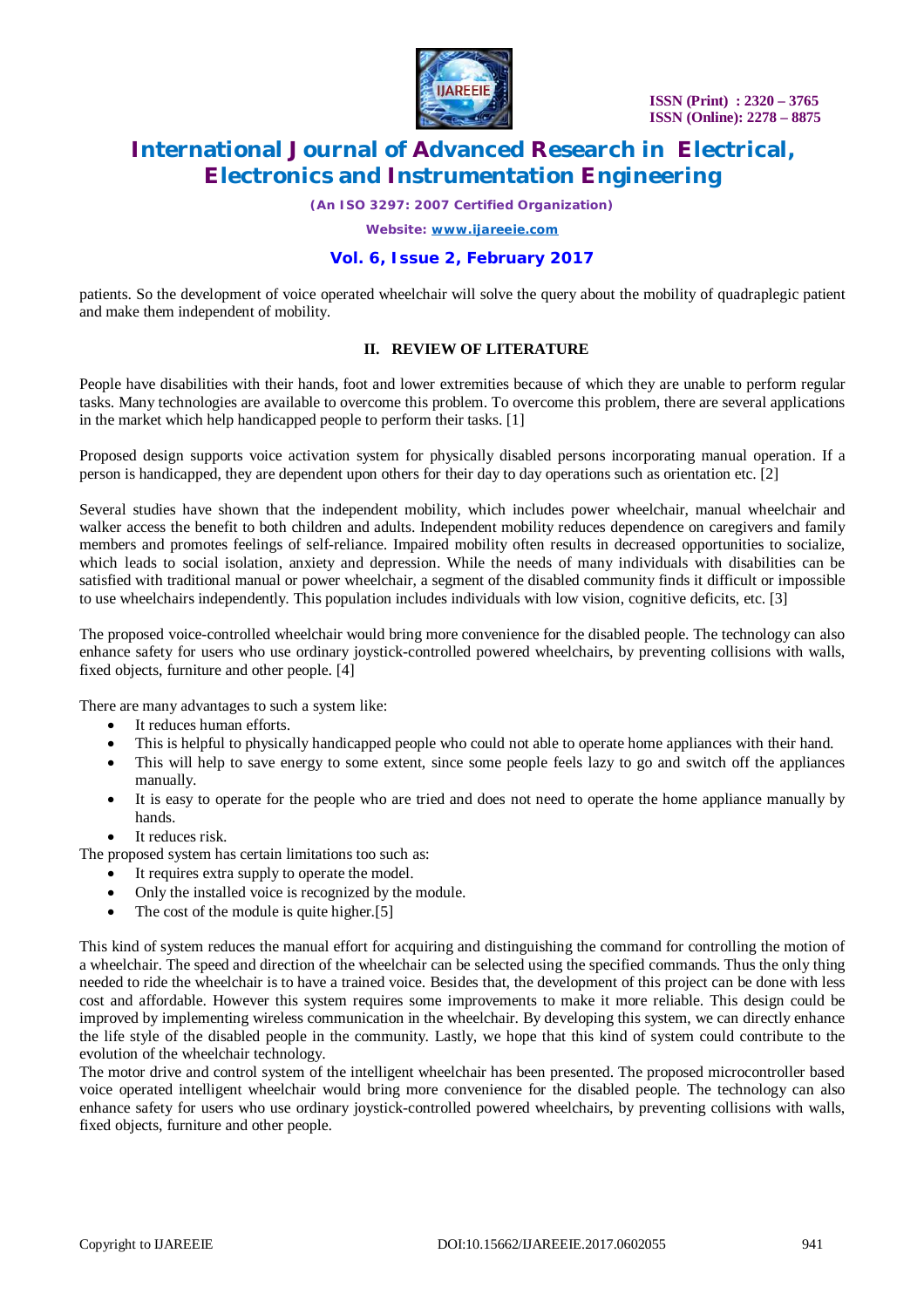patients. So the development of voice operated wheelchair will solve the query about the mobility of quadraplegic patient and make them independent of mobility.

## II. REVIEW OF LITERATURE

People have disabilities with their hands, foot and lower extremities because of which they are unable to perform regular tasks. Many technologies are available to overcome this problem. To overcome this problem, there are several applications in the market which help handicapped people to perform their tasks. [1]

Proposed design supports voice activation system for physically disabled persons incorporating manual operation. If a person is handicapped, they are dependent upon others for their day to day operations such as orientation etc. [2]

Several studies have shown that the independent mobility, which includes power wheelchair, manual wheelchair and walker access the benefit to both children and adults. Independent mobility reduces dependence on caregivers and family members and promotes feelings of self-reliance. Impaired mobility often results in decreased opportunities to socialize, which leads to social isolation, anxiety and depression. While the needs of many individuals with disabilities can be satisfied with traditional manual or power wheelchair, a segment of the disabled community finds it difficult or impossible to use wheelchairs independently. This population includes individuals with low vision, cognitive deficits, etc. [3]

The proposed voice-controlled wheelchair would bring more convenience for the disabled people. The technology can also enhance safety for users who use ordinary joystick-controlled powered wheelchairs, by preventing collisions with walls, fixed objects, furniture and other people. [4]

There are many advantages to such a system like:

- It reduces human efforts.
- This is helpful to physically handicapped people who could not able to operate home appliances with their hand.
- This will help to save energy to some extent, since some people feels lazy to go and switch off the appliances manually.
- It is easy to operate for the people who are tried and does not need to operate the home appliance manually by hands.
- It reduces risk.

The proposed system has certain limitations too such as:

- It requires extra supply to operate the model.
- Only the installed voice is recognized by the module.
- The cost of the module is quite higher.[5]

This kind of system reduces the manual effort for acquiring and distinguishing the command for controlling the motion of a wheelchair. The speed and direction of the wheelchair can be selected using the specified commands. Thus the only thing needed to ride the wheelchair is to have a trained voice. Besides that, the development of this project can be done with less cost and affordable. However this system requires some improvements to make it more reliable. This design could be improved by implementing wireless communication in the wheelchair. By developing this system, we can directly enhance the life style of the disabled people in the community. Lastly, we hope that this kind of system could contribute to the evolution of the wheelchair technology.
The motor drive and control system of the intelligent wheelchair has been presented. The proposed microcontroller based voice operated intelligent wheelchair would bring more convenience for the disabled people. The technology can also enhance safety for users who use ordinary joystick-controlled powered wheelchairs, by preventing collisions with walls, fixed objects, furniture and other people.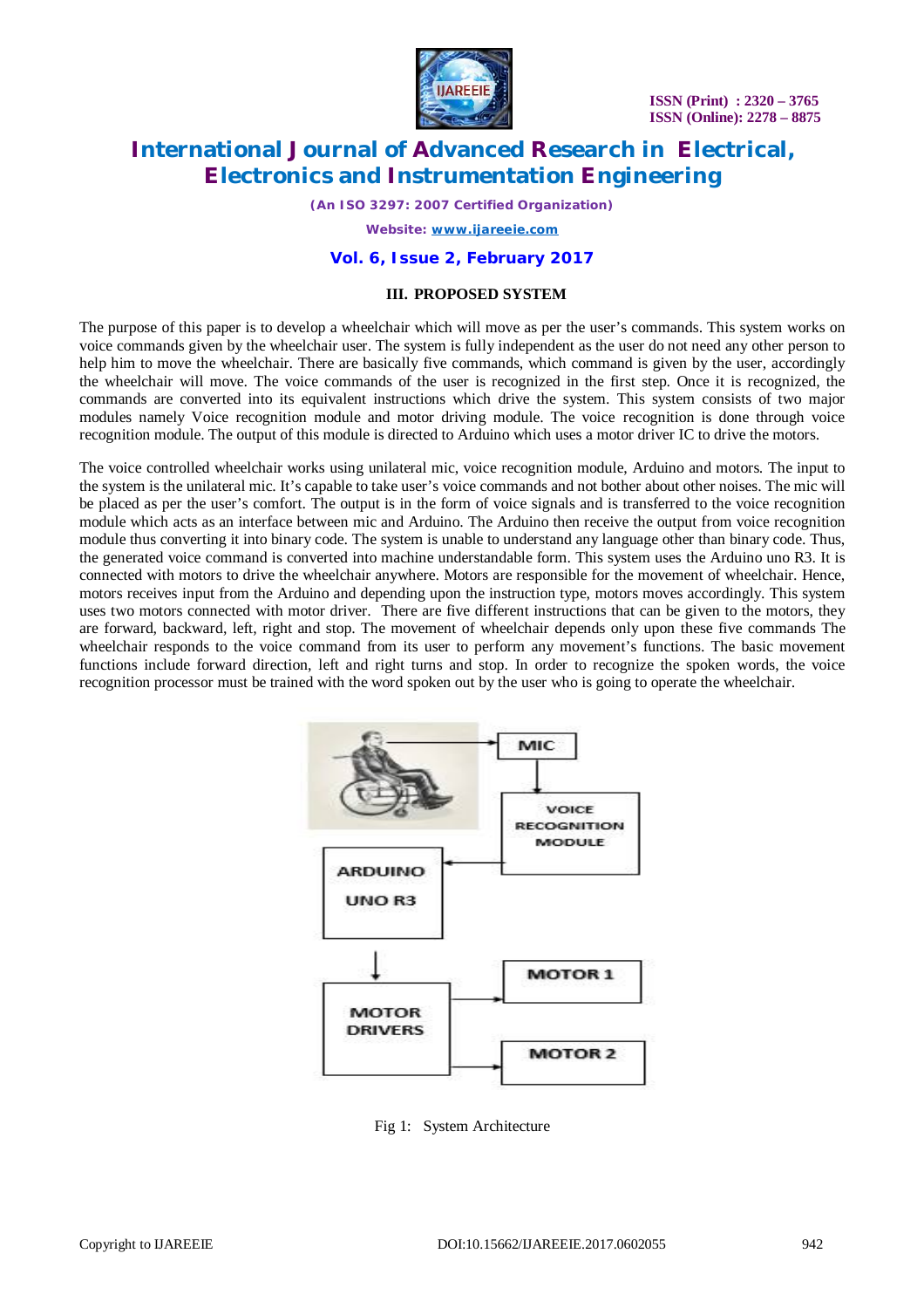### III. PROPOSED SYSTEM

The purpose of this paper is to develop a wheelchair which will move as per the user's commands. This system works on voice commands given by the wheelchair user. The system is fully independent as the user do not need any other person to help him to move the wheelchair. There are basically five commands, which command is given by the user, accordingly the wheelchair will move. The voice commands of the user is recognized in the first step. Once it is recognized, the commands are converted into its equivalent instructions which drive the system. This system consists of two major modules namely Voice recognition module and motor driving module. The voice recognition is done through voice recognition module. The output of this module is directed to Arduino which uses a motor driver IC to drive the motors.

The voice controlled wheelchair works using unilateral mic, voice recognition module, Arduino and motors. The input to the system is the unilateral mic. It's capable to take user's voice commands and not bother about other noises. The mic will be placed as per the user's comfort. The output is in the form of voice signals and is transferred to the voice recognition module which acts as an interface between mic and Arduino. The Arduino then receive the output from voice recognition module thus converting it into binary code. The system is unable to understand any language other than binary code. Thus, the generated voice command is converted into machine understandable form. This system uses the Arduino uno R3. It is connected with motors to drive the wheelchair anywhere. Motors are responsible for the movement of wheelchair. Hence, motors receives input from the Arduino and depending upon the instruction type, motors moves accordingly. This system uses two motors connected with motor driver. There are five different instructions that can be given to the motors, they are forward, backward, left, right and stop. The movement of wheelchair depends only upon these five commands The wheelchair responds to the voice command from its user to perform any movement's functions. The basic movement functions include forward direction, left and right turns and stop. In order to recognize the spoken words, the voice recognition processor must be trained with the word spoken out by the user who is going to operate the wheelchair.

Fig 1: System Architecture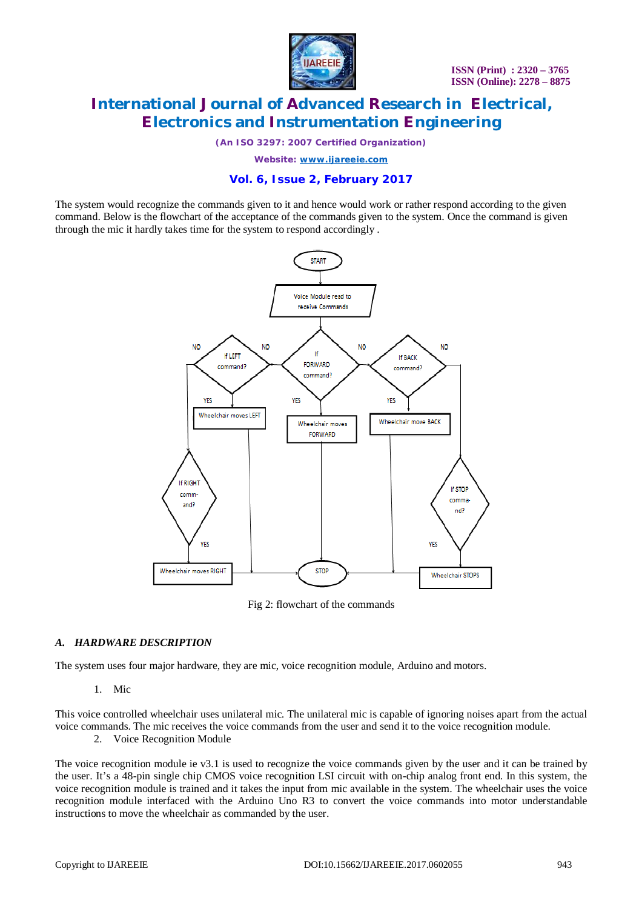The system would recognize the commands given to it and hence would work or rather respond according to the given command. Below is the flowchart of the acceptance of the commands given to the system. Once the command is given through the mic it hardly takes time for the system to respond accordingly .

Fig 2: flowchart of the commands

### *A. HARDWARE DESCRIPTION*

The system uses four major hardware, they are mic, voice recognition module, Arduino and motors.

1. Mic

This voice controlled wheelchair uses unilateral mic. The unilateral mic is capable of ignoring noises apart from the actual voice commands. The mic receives the voice commands from the user and send it to the voice recognition module.

2. Voice Recognition Module

The voice recognition module ie v3.1 is used to recognize the voice commands given by the user and it can be trained by the user. It's a 48-pin single chip CMOS voice recognition LSI circuit with on-chip analog front end. In this system, the voice recognition module is trained and it takes the input from mic available in the system. The wheelchair uses the voice recognition module interfaced with the Arduino Uno R3 to convert the voice commands into motor understandable instructions to move the wheelchair as commanded by the user.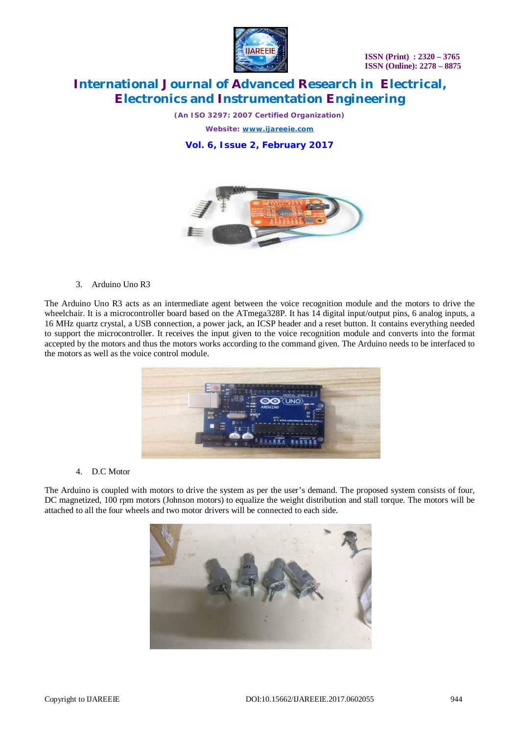3. Arduino Uno R3

The Arduino Uno R3 acts as an intermediate agent between the voice recognition module and the motors to drive the wheelchair. It is a microcontroller board based on the ATmega328P. It has 14 digital input/output pins, 6 analog inputs, a 16 MHz quartz crystal, a USB connection, a power jack, an ICSP header and a reset button. It contains everything needed to support the microcontroller. It receives the input given to the voice recognition module and converts into the format accepted by the motors and thus the motors works according to the command given. The Arduino needs to be interfaced to the motors as well as the voice control module.

4. D.C Motor

The Arduino is coupled with motors to drive the system as per the user's demand. The proposed system consists of four, DC magnetized, 100 rpm motors (Johnson motors) to equalize the weight distribution and stall torque. The motors will be attached to all the four wheels and two motor drivers will be connected to each side.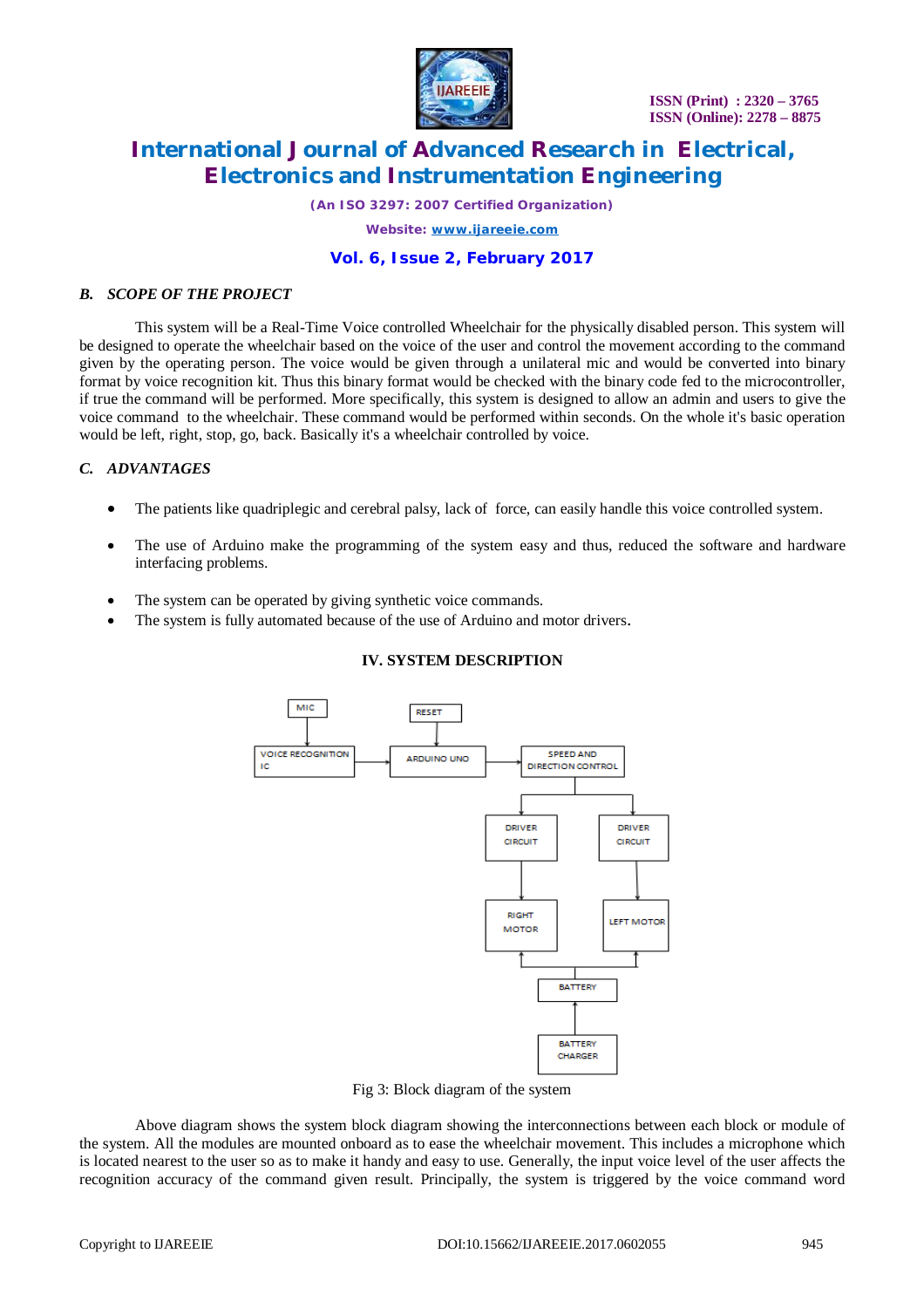### B. SCOPE OF THE PROJECT

This system will be a Real-Time Voice controlled Wheelchair for the physically disabled person. This system will be designed to operate the wheelchair based on the voice of the user and control the movement according to the command given by the operating person. The voice would be given through a unilateral mic and would be converted into binary format by voice recognition kit. Thus this binary format would be checked with the binary code fed to the microcontroller, if true the command will be performed. More specifically, this system is designed to allow an admin and users to give the voice command to the wheelchair. These command would be performed within seconds. On the whole it's basic operation would be left, right, stop, go, back. Basically it's a wheelchair controlled by voice.

### C. ADVANTAGES

- The patients like quadriplegic and cerebral palsy, lack of force, can easily handle this voice controlled system.
- The use of Arduino make the programming of the system easy and thus, reduced the software and hardware interfacing problems.
- The system can be operated by giving synthetic voice commands.
- The system is fully automated because of the use of Arduino and motor drivers.

## IV. SYSTEM DESCRIPTION

MIC → VOICE RECOGNITION IC → ARDUINO UNO (RESET) → SPEED AND DIRECTION CONTROL → DRIVER CIRCUIT → RIGHT MOTOR; DRIVER CIRCUIT → LEFT MOTOR; BATTERY CHARGER → BATTERY → RIGHT MOTOR, LEFT MOTOR

Fig 3: Block diagram of the system

Above diagram shows the system block diagram showing the interconnections between each block or module of the system. All the modules are mounted onboard as to ease the wheelchair movement. This includes a microphone which is located nearest to the user so as to make it handy and easy to use. Generally, the input voice level of the user affects the recognition accuracy of the command given result. Principally, the system is triggered by the voice command word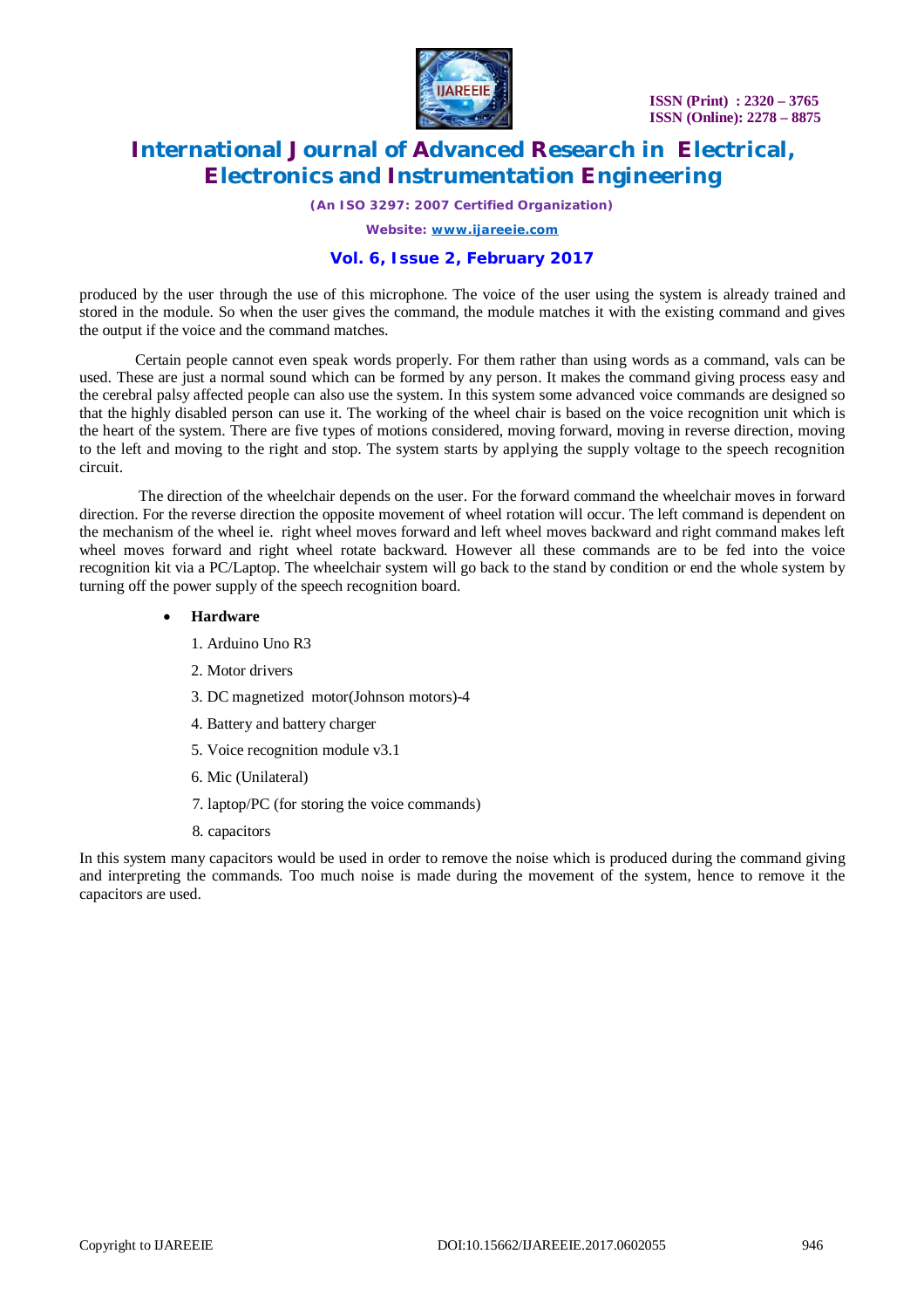produced by the user through the use of this microphone. The voice of the user using the system is already trained and stored in the module. So when the user gives the command, the module matches it with the existing command and gives the output if the voice and the command matches.

Certain people cannot even speak words properly. For them rather than using words as a command, vals can be used. These are just a normal sound which can be formed by any person. It makes the command giving process easy and the cerebral palsy affected people can also use the system. In this system some advanced voice commands are designed so that the highly disabled person can use it. The working of the wheel chair is based on the voice recognition unit which is the heart of the system. There are five types of motions considered, moving forward, moving in reverse direction, moving to the left and moving to the right and stop. The system starts by applying the supply voltage to the speech recognition circuit.

The direction of the wheelchair depends on the user. For the forward command the wheelchair moves in forward direction. For the reverse direction the opposite movement of wheel rotation will occur. The left command is dependent on the mechanism of the wheel ie. right wheel moves forward and left wheel moves backward and right command makes left wheel moves forward and right wheel rotate backward. However all these commands are to be fed into the voice recognition kit via a PC/Laptop. The wheelchair system will go back to the stand by condition or end the whole system by turning off the power supply of the speech recognition board.

- **Hardware**

  1. Arduino Uno R3
  2. Motor drivers
  3. DC magnetized motor(Johnson motors)-4
  4. Battery and battery charger
  5. Voice recognition module v3.1
  6. Mic (Unilateral)
  7. laptop/PC (for storing the voice commands)
  8. capacitors

In this system many capacitors would be used in order to remove the noise which is produced during the command giving and interpreting the commands. Too much noise is made during the movement of the system, hence to remove it the capacitors are used.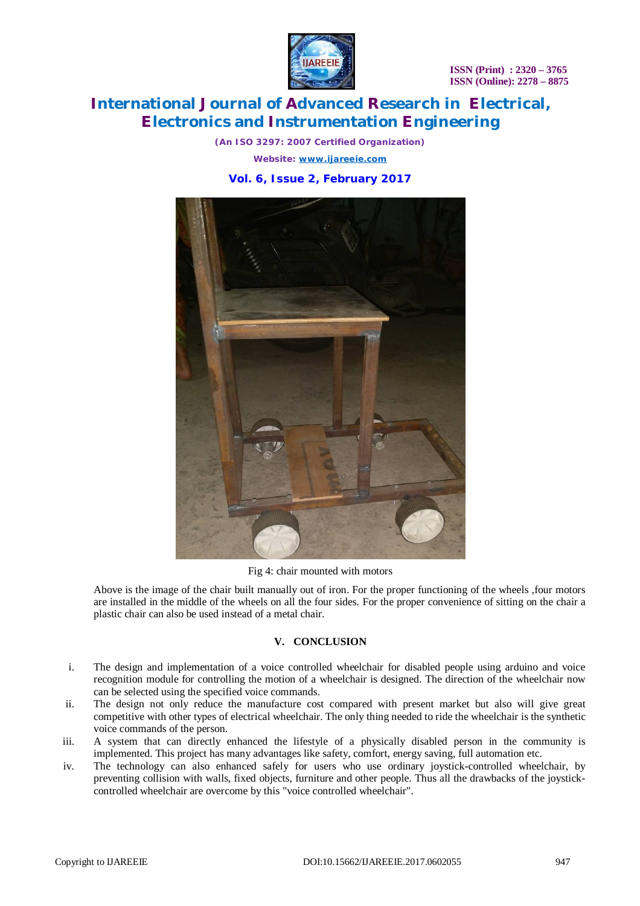Fig 4: chair mounted with motors

Above is the image of the chair built manually out of iron. For the proper functioning of the wheels ,four motors are installed in the middle of the wheels on all the four sides. For the proper convenience of sitting on the chair a plastic chair can also be used instead of a metal chair.

## V. CONCLUSION

i. The design and implementation of a voice controlled wheelchair for disabled people using arduino and voice recognition module for controlling the motion of a wheelchair is designed. The direction of the wheelchair now can be selected using the specified voice commands.

ii. The design not only reduce the manufacture cost compared with present market but also will give great competitive with other types of electrical wheelchair. The only thing needed to ride the wheelchair is the synthetic voice commands of the person.

iii. A system that can directly enhanced the lifestyle of a physically disabled person in the community is implemented. This project has many advantages like safety, comfort, energy saving, full automation etc.

iv. The technology can also enhanced safely for users who use ordinary joystick-controlled wheelchair, by preventing collision with walls, fixed objects, furniture and other people. Thus all the drawbacks of the joystick-controlled wheelchair are overcome by this "voice controlled wheelchair".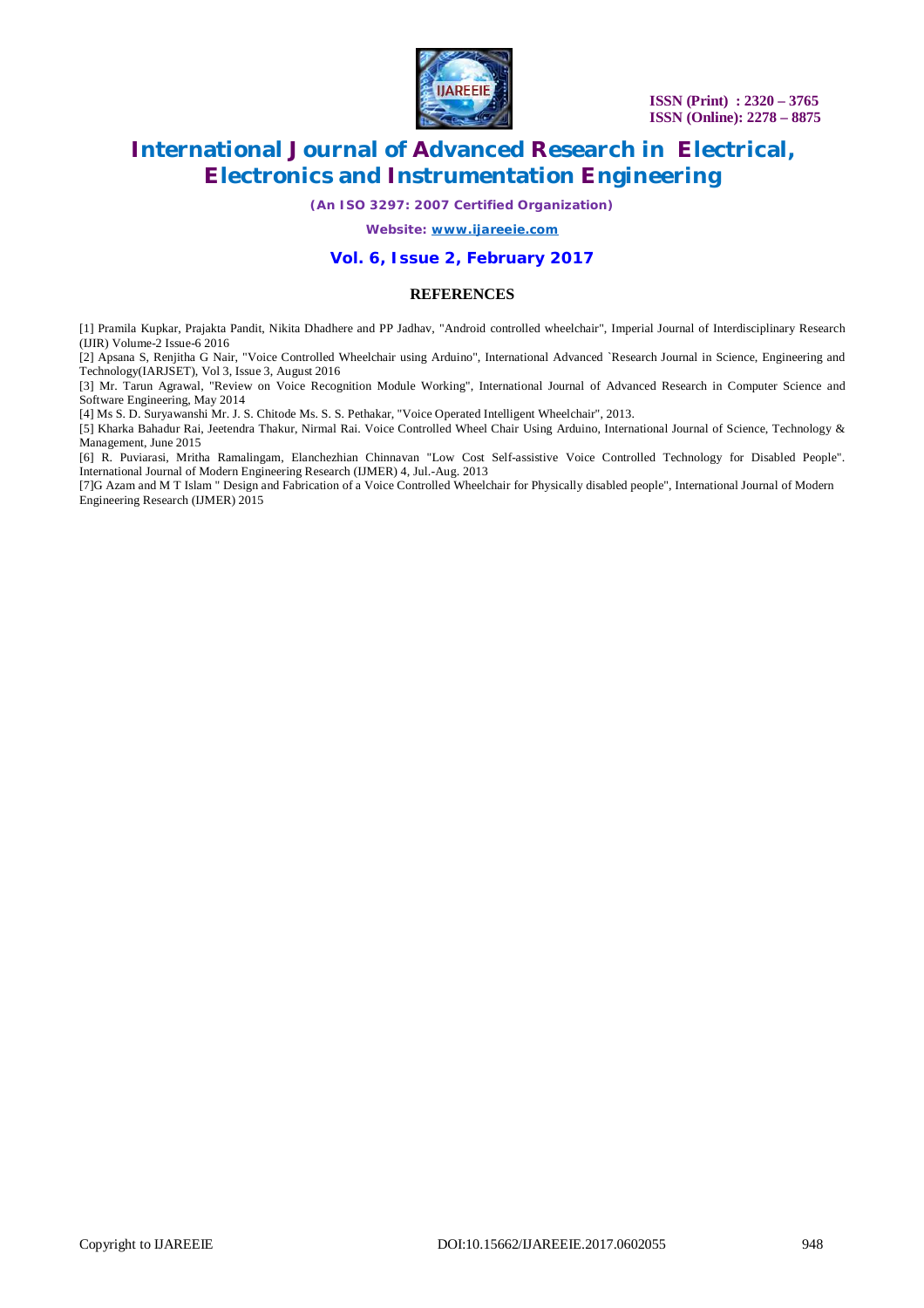## REFERENCES

[1] Pramila Kupkar, Prajakta Pandit, Nikita Dhadhere and PP Jadhav, "Android controlled wheelchair", Imperial Journal of Interdisciplinary Research (IJIR) Volume-2 Issue-6 2016

[2] Apsana S, Renjitha G Nair, "Voice Controlled Wheelchair using Arduino", International Advanced `Research Journal in Science, Engineering and Technology(IARJSET), Vol 3, Issue 3, August 2016

[3] Mr. Tarun Agrawal, "Review on Voice Recognition Module Working", International Journal of Advanced Research in Computer Science and Software Engineering, May 2014

[4] Ms S. D. Suryawanshi Mr. J. S. Chitode Ms. S. S. Pethakar, "Voice Operated Intelligent Wheelchair", 2013.

[5] Kharka Bahadur Rai, Jeetendra Thakur, Nirmal Rai. Voice Controlled Wheel Chair Using Arduino, International Journal of Science, Technology & Management, June 2015

[6] R. Puviarasi, Mritha Ramalingam, Elanchezhian Chinnavan "Low Cost Self-assistive Voice Controlled Technology for Disabled People". International Journal of Modern Engineering Research (IJMER) 4, Jul.-Aug. 2013

[7]G Azam and M T Islam " Design and Fabrication of a Voice Controlled Wheelchair for Physically disabled people", International Journal of Modern Engineering Research (IJMER) 2015